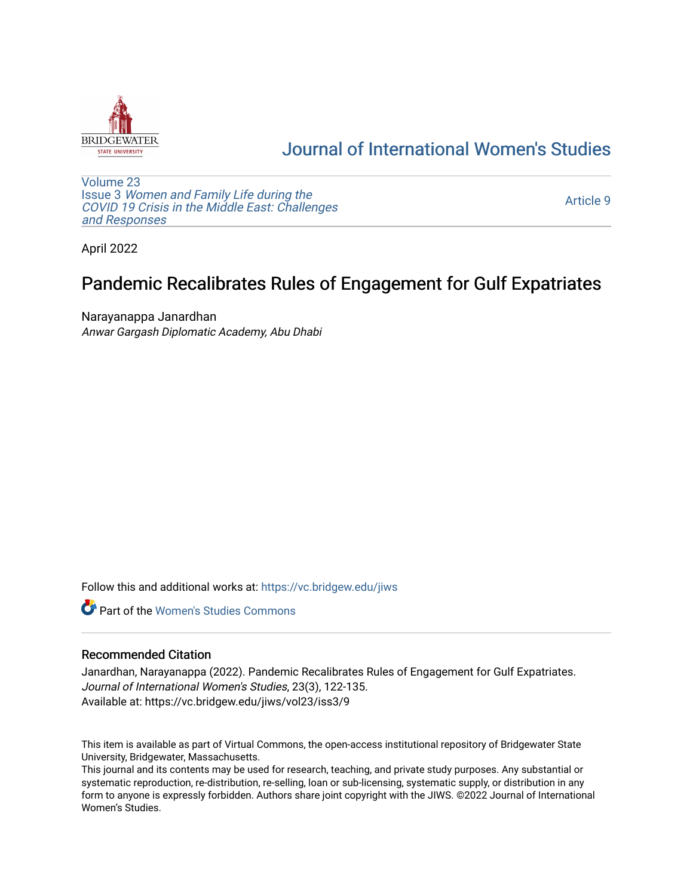# Journal of International Women's Studies

Volume 23
Issue 3 *Women and Family Life during the COVID 19 Crisis in the Middle East: Challenges and Responses*

Article 9

April 2022

## Pandemic Recalibrates Rules of Engagement for Gulf Expatriates

Narayanappa Janardhan
*Anwar Gargash Diplomatic Academy, Abu Dhabi*

Follow this and additional works at: https://vc.bridgew.edu/jiws

Part of the Women's Studies Commons

### Recommended Citation

Janardhan, Narayanappa (2022). Pandemic Recalibrates Rules of Engagement for Gulf Expatriates. *Journal of International Women's Studies*, 23(3), 122-135.
Available at: https://vc.bridgew.edu/jiws/vol23/iss3/9

This item is available as part of Virtual Commons, the open-access institutional repository of Bridgewater State University, Bridgewater, Massachusetts.
This journal and its contents may be used for research, teaching, and private study purposes. Any substantial or systematic reproduction, re-distribution, re-selling, loan or sub-licensing, systematic supply, or distribution in any form to anyone is expressly forbidden. Authors share joint copyright with the JIWS. ©2022 Journal of International Women's Studies.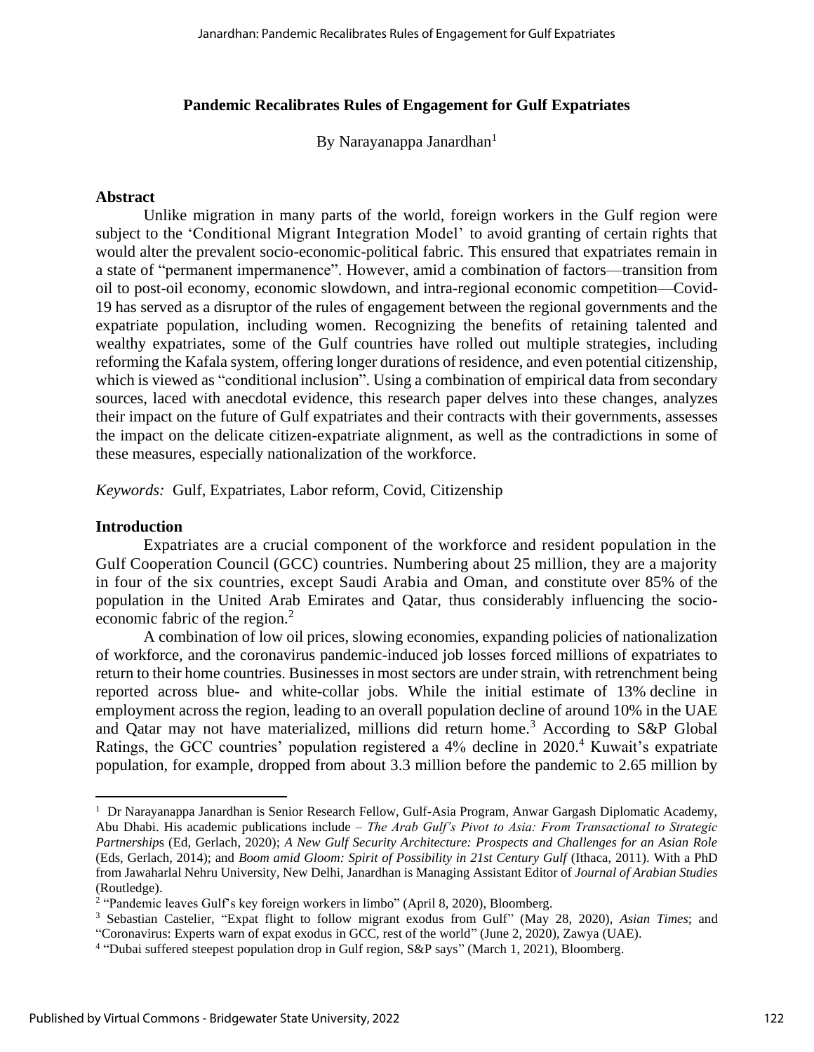## Pandemic Recalibrates Rules of Engagement for Gulf Expatriates

By Narayanappa Janardhan[1]

### Abstract

Unlike migration in many parts of the world, foreign workers in the Gulf region were subject to the 'Conditional Migrant Integration Model' to avoid granting of certain rights that would alter the prevalent socio-economic-political fabric. This ensured that expatriates remain in a state of "permanent impermanence". However, amid a combination of factors—transition from oil to post-oil economy, economic slowdown, and intra-regional economic competition—Covid-19 has served as a disruptor of the rules of engagement between the regional governments and the expatriate population, including women. Recognizing the benefits of retaining talented and wealthy expatriates, some of the Gulf countries have rolled out multiple strategies, including reforming the Kafala system, offering longer durations of residence, and even potential citizenship, which is viewed as "conditional inclusion". Using a combination of empirical data from secondary sources, laced with anecdotal evidence, this research paper delves into these changes, analyzes their impact on the future of Gulf expatriates and their contracts with their governments, assesses the impact on the delicate citizen-expatriate alignment, as well as the contradictions in some of these measures, especially nationalization of the workforce.

*Keywords:* Gulf, Expatriates, Labor reform, Covid, Citizenship

### Introduction

Expatriates are a crucial component of the workforce and resident population in the Gulf Cooperation Council (GCC) countries. Numbering about 25 million, they are a majority in four of the six countries, except Saudi Arabia and Oman, and constitute over 85% of the population in the United Arab Emirates and Qatar, thus considerably influencing the socio-economic fabric of the region.[2]

A combination of low oil prices, slowing economies, expanding policies of nationalization of workforce, and the coronavirus pandemic-induced job losses forced millions of expatriates to return to their home countries. Businesses in most sectors are under strain, with retrenchment being reported across blue- and white-collar jobs. While the initial estimate of 13% decline in employment across the region, leading to an overall population decline of around 10% in the UAE and Qatar may not have materialized, millions did return home.[3] According to S&P Global Ratings, the GCC countries' population registered a 4% decline in 2020.[4] Kuwait's expatriate population, for example, dropped from about 3.3 million before the pandemic to 2.65 million by

---

[1] Dr Narayanappa Janardhan is Senior Research Fellow, Gulf-Asia Program, Anwar Gargash Diplomatic Academy, Abu Dhabi. His academic publications include – *The Arab Gulf's Pivot to Asia: From Transactional to Strategic Partnerships* (Ed, Gerlach, 2020); *A New Gulf Security Architecture: Prospects and Challenges for an Asian Role* (Eds, Gerlach, 2014); and *Boom amid Gloom: Spirit of Possibility in 21st Century Gulf* (Ithaca, 2011). With a PhD from Jawaharlal Nehru University, New Delhi, Janardhan is Managing Assistant Editor of *Journal of Arabian Studies* (Routledge).

[2] "Pandemic leaves Gulf's key foreign workers in limbo" (April 8, 2020), Bloomberg.

[3] Sebastian Castelier, "Expat flight to follow migrant exodus from Gulf" (May 28, 2020), *Asian Times*; and "Coronavirus: Experts warn of expat exodus in GCC, rest of the world" (June 2, 2020), Zawya (UAE).

[4] "Dubai suffered steepest population drop in Gulf region, S&P says" (March 1, 2021), Bloomberg.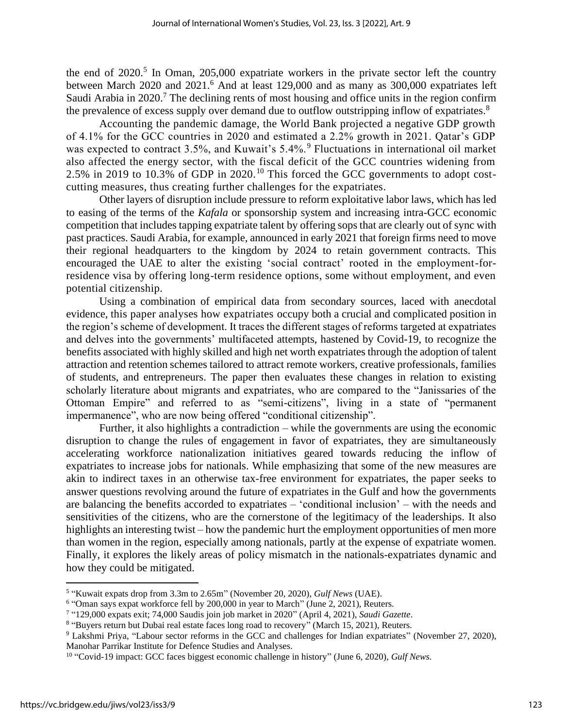the end of 2020.[5] In Oman, 205,000 expatriate workers in the private sector left the country between March 2020 and 2021.[6] And at least 129,000 and as many as 300,000 expatriates left Saudi Arabia in 2020.[7] The declining rents of most housing and office units in the region confirm the prevalence of excess supply over demand due to outflow outstripping inflow of expatriates.[8]

Accounting the pandemic damage, the World Bank projected a negative GDP growth of 4.1% for the GCC countries in 2020 and estimated a 2.2% growth in 2021. Qatar's GDP was expected to contract 3.5%, and Kuwait's 5.4%.[9] Fluctuations in international oil market also affected the energy sector, with the fiscal deficit of the GCC countries widening from 2.5% in 2019 to 10.3% of GDP in 2020.[10] This forced the GCC governments to adopt cost-cutting measures, thus creating further challenges for the expatriates.

Other layers of disruption include pressure to reform exploitative labor laws, which has led to easing of the terms of the *Kafala* or sponsorship system and increasing intra-GCC economic competition that includes tapping expatriate talent by offering sops that are clearly out of sync with past practices. Saudi Arabia, for example, announced in early 2021 that foreign firms need to move their regional headquarters to the kingdom by 2024 to retain government contracts. This encouraged the UAE to alter the existing 'social contract' rooted in the employment-for-residence visa by offering long-term residence options, some without employment, and even potential citizenship.

Using a combination of empirical data from secondary sources, laced with anecdotal evidence, this paper analyses how expatriates occupy both a crucial and complicated position in the region's scheme of development. It traces the different stages of reforms targeted at expatriates and delves into the governments' multifaceted attempts, hastened by Covid-19, to recognize the benefits associated with highly skilled and high net worth expatriates through the adoption of talent attraction and retention schemes tailored to attract remote workers, creative professionals, families of students, and entrepreneurs. The paper then evaluates these changes in relation to existing scholarly literature about migrants and expatriates, who are compared to the "Janissaries of the Ottoman Empire" and referred to as "semi-citizens", living in a state of "permanent impermanence", who are now being offered "conditional citizenship".

Further, it also highlights a contradiction – while the governments are using the economic disruption to change the rules of engagement in favor of expatriates, they are simultaneously accelerating workforce nationalization initiatives geared towards reducing the inflow of expatriates to increase jobs for nationals. While emphasizing that some of the new measures are akin to indirect taxes in an otherwise tax-free environment for expatriates, the paper seeks to answer questions revolving around the future of expatriates in the Gulf and how the governments are balancing the benefits accorded to expatriates – 'conditional inclusion' – with the needs and sensitivities of the citizens, who are the cornerstone of the legitimacy of the leaderships. It also highlights an interesting twist – how the pandemic hurt the employment opportunities of men more than women in the region, especially among nationals, partly at the expense of expatriate women. Finally, it explores the likely areas of policy mismatch in the nationals-expatriates dynamic and how they could be mitigated.

---

[5] "Kuwait expats drop from 3.3m to 2.65m" (November 20, 2020), *Gulf News* (UAE).

[6] "Oman says expat workforce fell by 200,000 in year to March" (June 2, 2021), Reuters.

[7] "129,000 expats exit; 74,000 Saudis join job market in 2020" (April 4, 2021), *Saudi Gazette*.

[8] "Buyers return but Dubai real estate faces long road to recovery" (March 15, 2021), Reuters.

[9] Lakshmi Priya, "Labour sector reforms in the GCC and challenges for Indian expatriates" (November 27, 2020), Manohar Parrikar Institute for Defence Studies and Analyses.

[10] "Covid-19 impact: GCC faces biggest economic challenge in history" (June 6, 2020), *Gulf News*.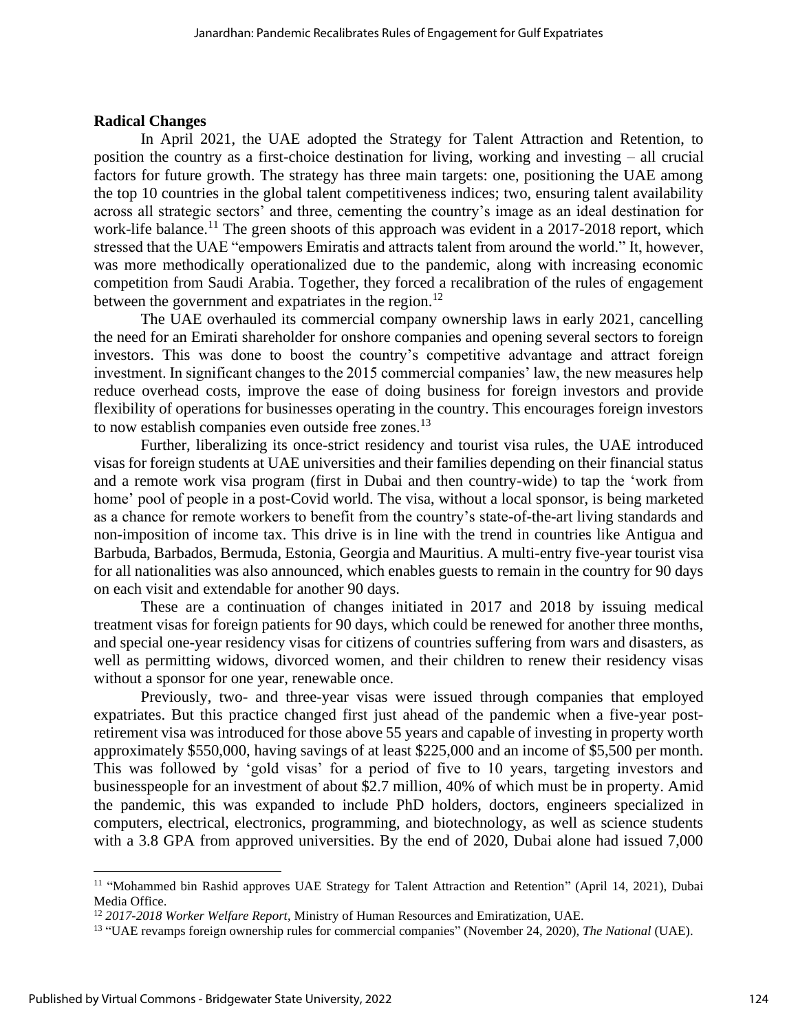**Radical Changes**

In April 2021, the UAE adopted the Strategy for Talent Attraction and Retention, to position the country as a first-choice destination for living, working and investing – all crucial factors for future growth. The strategy has three main targets: one, positioning the UAE among the top 10 countries in the global talent competitiveness indices; two, ensuring talent availability across all strategic sectors' and three, cementing the country's image as an ideal destination for work-life balance.[11] The green shoots of this approach was evident in a 2017-2018 report, which stressed that the UAE "empowers Emiratis and attracts talent from around the world." It, however, was more methodically operationalized due to the pandemic, along with increasing economic competition from Saudi Arabia. Together, they forced a recalibration of the rules of engagement between the government and expatriates in the region.[12]

The UAE overhauled its commercial company ownership laws in early 2021, cancelling the need for an Emirati shareholder for onshore companies and opening several sectors to foreign investors. This was done to boost the country's competitive advantage and attract foreign investment. In significant changes to the 2015 commercial companies' law, the new measures help reduce overhead costs, improve the ease of doing business for foreign investors and provide flexibility of operations for businesses operating in the country. This encourages foreign investors to now establish companies even outside free zones.[13]

Further, liberalizing its once-strict residency and tourist visa rules, the UAE introduced visas for foreign students at UAE universities and their families depending on their financial status and a remote work visa program (first in Dubai and then country-wide) to tap the 'work from home' pool of people in a post-Covid world. The visa, without a local sponsor, is being marketed as a chance for remote workers to benefit from the country's state-of-the-art living standards and non-imposition of income tax. This drive is in line with the trend in countries like Antigua and Barbuda, Barbados, Bermuda, Estonia, Georgia and Mauritius. A multi-entry five-year tourist visa for all nationalities was also announced, which enables guests to remain in the country for 90 days on each visit and extendable for another 90 days.

These are a continuation of changes initiated in 2017 and 2018 by issuing medical treatment visas for foreign patients for 90 days, which could be renewed for another three months, and special one-year residency visas for citizens of countries suffering from wars and disasters, as well as permitting widows, divorced women, and their children to renew their residency visas without a sponsor for one year, renewable once.

Previously, two- and three-year visas were issued through companies that employed expatriates. But this practice changed first just ahead of the pandemic when a five-year post-retirement visa was introduced for those above 55 years and capable of investing in property worth approximately $550,000, having savings of at least $225,000 and an income of $5,500 per month. This was followed by 'gold visas' for a period of five to 10 years, targeting investors and businesspeople for an investment of about $2.7 million, 40% of which must be in property. Amid the pandemic, this was expanded to include PhD holders, doctors, engineers specialized in computers, electrical, electronics, programming, and biotechnology, as well as science students with a 3.8 GPA from approved universities. By the end of 2020, Dubai alone had issued 7,000

---

[11] "Mohammed bin Rashid approves UAE Strategy for Talent Attraction and Retention" (April 14, 2021), Dubai Media Office.

[12] *2017-2018 Worker Welfare Report*, Ministry of Human Resources and Emiratization, UAE.

[13] "UAE revamps foreign ownership rules for commercial companies" (November 24, 2020), *The National* (UAE).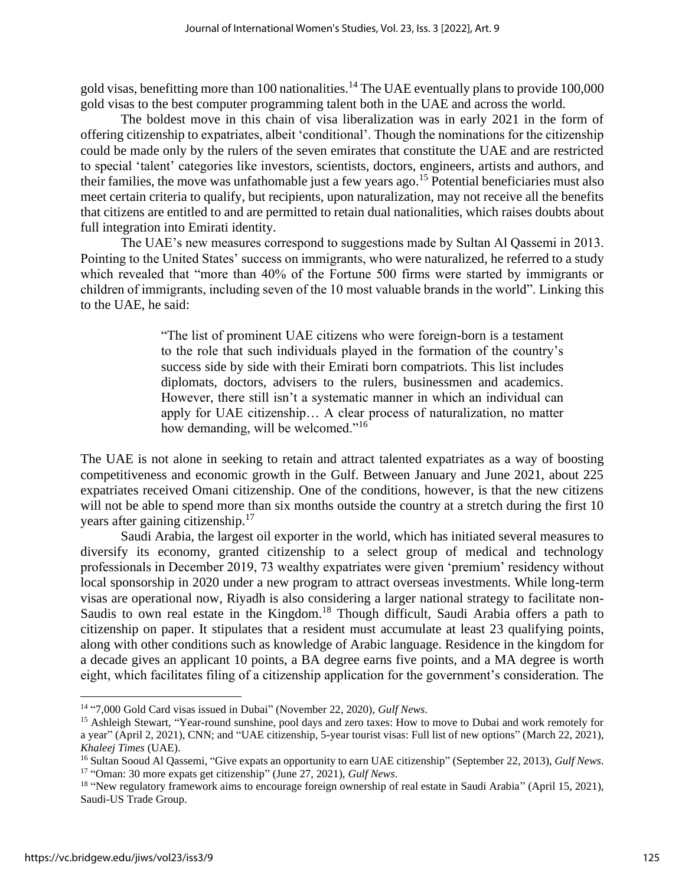gold visas, benefitting more than 100 nationalities.[14] The UAE eventually plans to provide 100,000 gold visas to the best computer programming talent both in the UAE and across the world.

The boldest move in this chain of visa liberalization was in early 2021 in the form of offering citizenship to expatriates, albeit 'conditional'. Though the nominations for the citizenship could be made only by the rulers of the seven emirates that constitute the UAE and are restricted to special 'talent' categories like investors, scientists, doctors, engineers, artists and authors, and their families, the move was unfathomable just a few years ago.[15] Potential beneficiaries must also meet certain criteria to qualify, but recipients, upon naturalization, may not receive all the benefits that citizens are entitled to and are permitted to retain dual nationalities, which raises doubts about full integration into Emirati identity.

The UAE's new measures correspond to suggestions made by Sultan Al Qassemi in 2013. Pointing to the United States' success on immigrants, who were naturalized, he referred to a study which revealed that "more than 40% of the Fortune 500 firms were started by immigrants or children of immigrants, including seven of the 10 most valuable brands in the world". Linking this to the UAE, he said:

> "The list of prominent UAE citizens who were foreign-born is a testament to the role that such individuals played in the formation of the country's success side by side with their Emirati born compatriots. This list includes diplomats, doctors, advisers to the rulers, businessmen and academics. However, there still isn't a systematic manner in which an individual can apply for UAE citizenship… A clear process of naturalization, no matter how demanding, will be welcomed."[16]

The UAE is not alone in seeking to retain and attract talented expatriates as a way of boosting competitiveness and economic growth in the Gulf. Between January and June 2021, about 225 expatriates received Omani citizenship. One of the conditions, however, is that the new citizens will not be able to spend more than six months outside the country at a stretch during the first 10 years after gaining citizenship.[17]

Saudi Arabia, the largest oil exporter in the world, which has initiated several measures to diversify its economy, granted citizenship to a select group of medical and technology professionals in December 2019, 73 wealthy expatriates were given 'premium' residency without local sponsorship in 2020 under a new program to attract overseas investments. While long-term visas are operational now, Riyadh is also considering a larger national strategy to facilitate non-Saudis to own real estate in the Kingdom.[18] Though difficult, Saudi Arabia offers a path to citizenship on paper. It stipulates that a resident must accumulate at least 23 qualifying points, along with other conditions such as knowledge of Arabic language. Residence in the kingdom for a decade gives an applicant 10 points, a BA degree earns five points, and a MA degree is worth eight, which facilitates filing of a citizenship application for the government's consideration. The

---

[14] "7,000 Gold Card visas issued in Dubai" (November 22, 2020), *Gulf News*.

[15] Ashleigh Stewart, "Year-round sunshine, pool days and zero taxes: How to move to Dubai and work remotely for a year" (April 2, 2021), CNN; and "UAE citizenship, 5-year tourist visas: Full list of new options" (March 22, 2021), *Khaleej Times* (UAE).

[16] Sultan Sooud Al Qassemi, "Give expats an opportunity to earn UAE citizenship" (September 22, 2013), *Gulf News*.

[17] "Oman: 30 more expats get citizenship" (June 27, 2021), *Gulf News*.

[18] "New regulatory framework aims to encourage foreign ownership of real estate in Saudi Arabia" (April 15, 2021), Saudi-US Trade Group.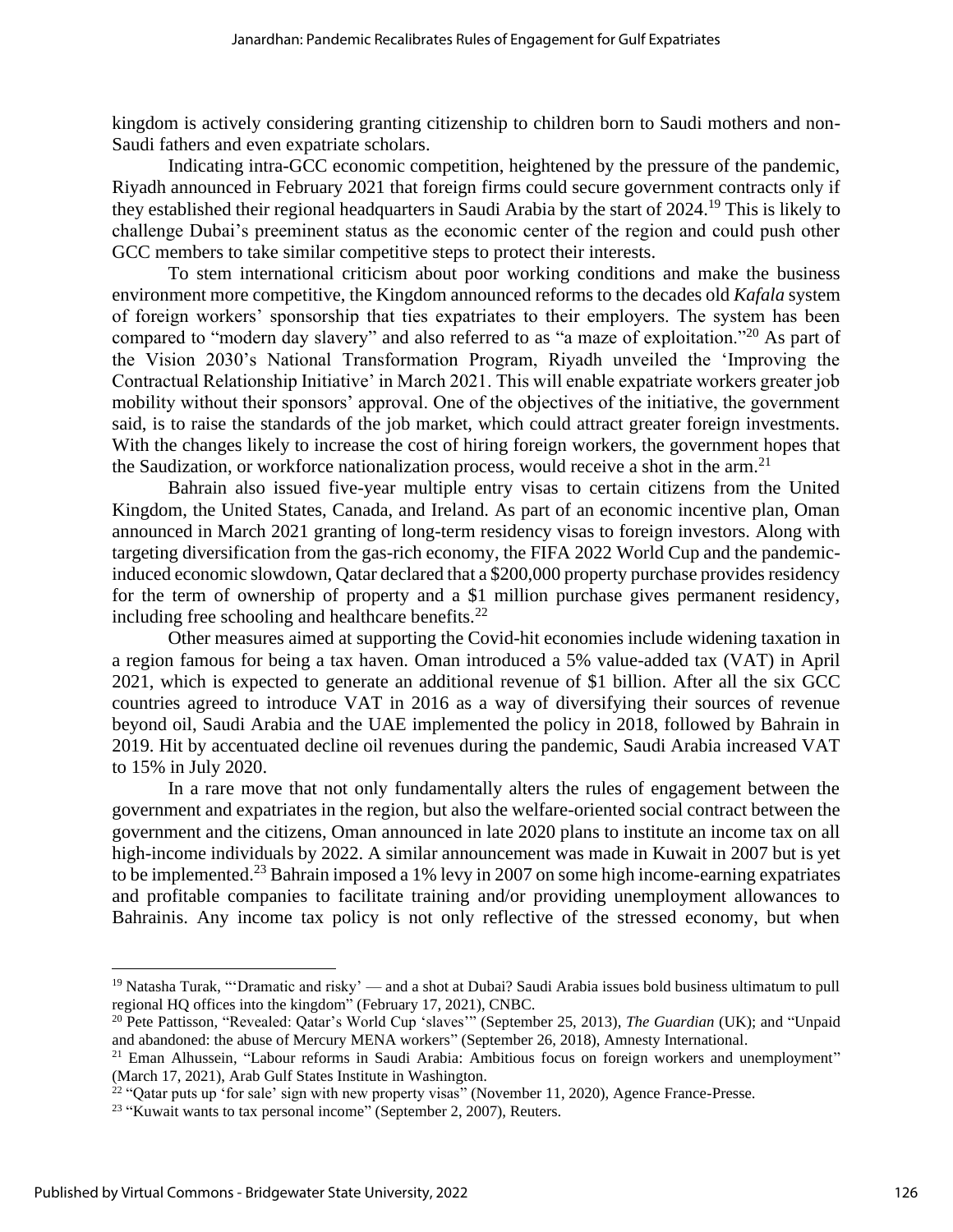kingdom is actively considering granting citizenship to children born to Saudi mothers and non-Saudi fathers and even expatriate scholars.

Indicating intra-GCC economic competition, heightened by the pressure of the pandemic, Riyadh announced in February 2021 that foreign firms could secure government contracts only if they established their regional headquarters in Saudi Arabia by the start of 2024.[19] This is likely to challenge Dubai's preeminent status as the economic center of the region and could push other GCC members to take similar competitive steps to protect their interests.

To stem international criticism about poor working conditions and make the business environment more competitive, the Kingdom announced reforms to the decades old *Kafala* system of foreign workers' sponsorship that ties expatriates to their employers. The system has been compared to "modern day slavery" and also referred to as "a maze of exploitation."[20] As part of the Vision 2030's National Transformation Program, Riyadh unveiled the 'Improving the Contractual Relationship Initiative' in March 2021. This will enable expatriate workers greater job mobility without their sponsors' approval. One of the objectives of the initiative, the government said, is to raise the standards of the job market, which could attract greater foreign investments. With the changes likely to increase the cost of hiring foreign workers, the government hopes that the Saudization, or workforce nationalization process, would receive a shot in the arm.[21]

Bahrain also issued five-year multiple entry visas to certain citizens from the United Kingdom, the United States, Canada, and Ireland. As part of an economic incentive plan, Oman announced in March 2021 granting of long-term residency visas to foreign investors. Along with targeting diversification from the gas-rich economy, the FIFA 2022 World Cup and the pandemic-induced economic slowdown, Qatar declared that a $200,000 property purchase provides residency for the term of ownership of property and a $1 million purchase gives permanent residency, including free schooling and healthcare benefits.[22]

Other measures aimed at supporting the Covid-hit economies include widening taxation in a region famous for being a tax haven. Oman introduced a 5% value-added tax (VAT) in April 2021, which is expected to generate an additional revenue of $1 billion. After all the six GCC countries agreed to introduce VAT in 2016 as a way of diversifying their sources of revenue beyond oil, Saudi Arabia and the UAE implemented the policy in 2018, followed by Bahrain in 2019. Hit by accentuated decline oil revenues during the pandemic, Saudi Arabia increased VAT to 15% in July 2020.

In a rare move that not only fundamentally alters the rules of engagement between the government and expatriates in the region, but also the welfare-oriented social contract between the government and the citizens, Oman announced in late 2020 plans to institute an income tax on all high-income individuals by 2022. A similar announcement was made in Kuwait in 2007 but is yet to be implemented.[23] Bahrain imposed a 1% levy in 2007 on some high income-earning expatriates and profitable companies to facilitate training and/or providing unemployment allowances to Bahrainis. Any income tax policy is not only reflective of the stressed economy, but when

---

[19] Natasha Turak, "'Dramatic and risky' — and a shot at Dubai? Saudi Arabia issues bold business ultimatum to pull regional HQ offices into the kingdom" (February 17, 2021), CNBC.

[20] Pete Pattisson, "Revealed: Qatar's World Cup 'slaves'" (September 25, 2013), *The Guardian* (UK); and "Unpaid and abandoned: the abuse of Mercury MENA workers" (September 26, 2018), Amnesty International.

[21] Eman Alhussein, "Labour reforms in Saudi Arabia: Ambitious focus on foreign workers and unemployment" (March 17, 2021), Arab Gulf States Institute in Washington.

[22] "Qatar puts up 'for sale' sign with new property visas" (November 11, 2020), Agence France-Presse.

[23] "Kuwait wants to tax personal income" (September 2, 2007), Reuters.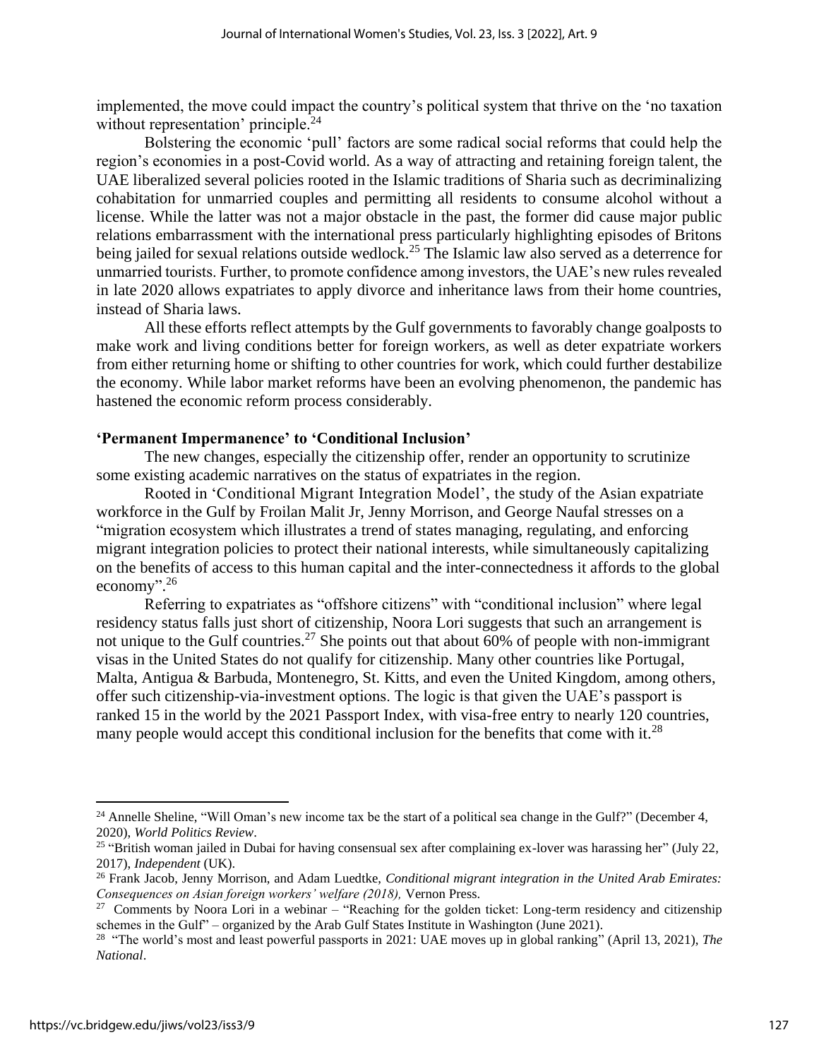implemented, the move could impact the country's political system that thrive on the 'no taxation without representation' principle.[24]

Bolstering the economic 'pull' factors are some radical social reforms that could help the region's economies in a post-Covid world. As a way of attracting and retaining foreign talent, the UAE liberalized several policies rooted in the Islamic traditions of Sharia such as decriminalizing cohabitation for unmarried couples and permitting all residents to consume alcohol without a license. While the latter was not a major obstacle in the past, the former did cause major public relations embarrassment with the international press particularly highlighting episodes of Britons being jailed for sexual relations outside wedlock.[25] The Islamic law also served as a deterrence for unmarried tourists. Further, to promote confidence among investors, the UAE's new rules revealed in late 2020 allows expatriates to apply divorce and inheritance laws from their home countries, instead of Sharia laws.

All these efforts reflect attempts by the Gulf governments to favorably change goalposts to make work and living conditions better for foreign workers, as well as deter expatriate workers from either returning home or shifting to other countries for work, which could further destabilize the economy. While labor market reforms have been an evolving phenomenon, the pandemic has hastened the economic reform process considerably.

**'Permanent Impermanence' to 'Conditional Inclusion'**

The new changes, especially the citizenship offer, render an opportunity to scrutinize some existing academic narratives on the status of expatriates in the region.

Rooted in 'Conditional Migrant Integration Model', the study of the Asian expatriate workforce in the Gulf by Froilan Malit Jr, Jenny Morrison, and George Naufal stresses on a "migration ecosystem which illustrates a trend of states managing, regulating, and enforcing migrant integration policies to protect their national interests, while simultaneously capitalizing on the benefits of access to this human capital and the inter-connectedness it affords to the global economy".[26]

Referring to expatriates as "offshore citizens" with "conditional inclusion" where legal residency status falls just short of citizenship, Noora Lori suggests that such an arrangement is not unique to the Gulf countries.[27] She points out that about 60% of people with non-immigrant visas in the United States do not qualify for citizenship. Many other countries like Portugal, Malta, Antigua & Barbuda, Montenegro, St. Kitts, and even the United Kingdom, among others, offer such citizenship-via-investment options. The logic is that given the UAE's passport is ranked 15 in the world by the 2021 Passport Index, with visa-free entry to nearly 120 countries, many people would accept this conditional inclusion for the benefits that come with it.[28]

---

[24] Annelle Sheline, "Will Oman's new income tax be the start of a political sea change in the Gulf?" (December 4, 2020), *World Politics Review*.

[25] "British woman jailed in Dubai for having consensual sex after complaining ex-lover was harassing her" (July 22, 2017), *Independent* (UK).

[26] Frank Jacob, Jenny Morrison, and Adam Luedtke, *Conditional migrant integration in the United Arab Emirates: Consequences on Asian foreign workers' welfare (2018),* Vernon Press.

[27] Comments by Noora Lori in a webinar – "Reaching for the golden ticket: Long-term residency and citizenship schemes in the Gulf" – organized by the Arab Gulf States Institute in Washington (June 2021).

[28] "The world's most and least powerful passports in 2021: UAE moves up in global ranking" (April 13, 2021), *The National*.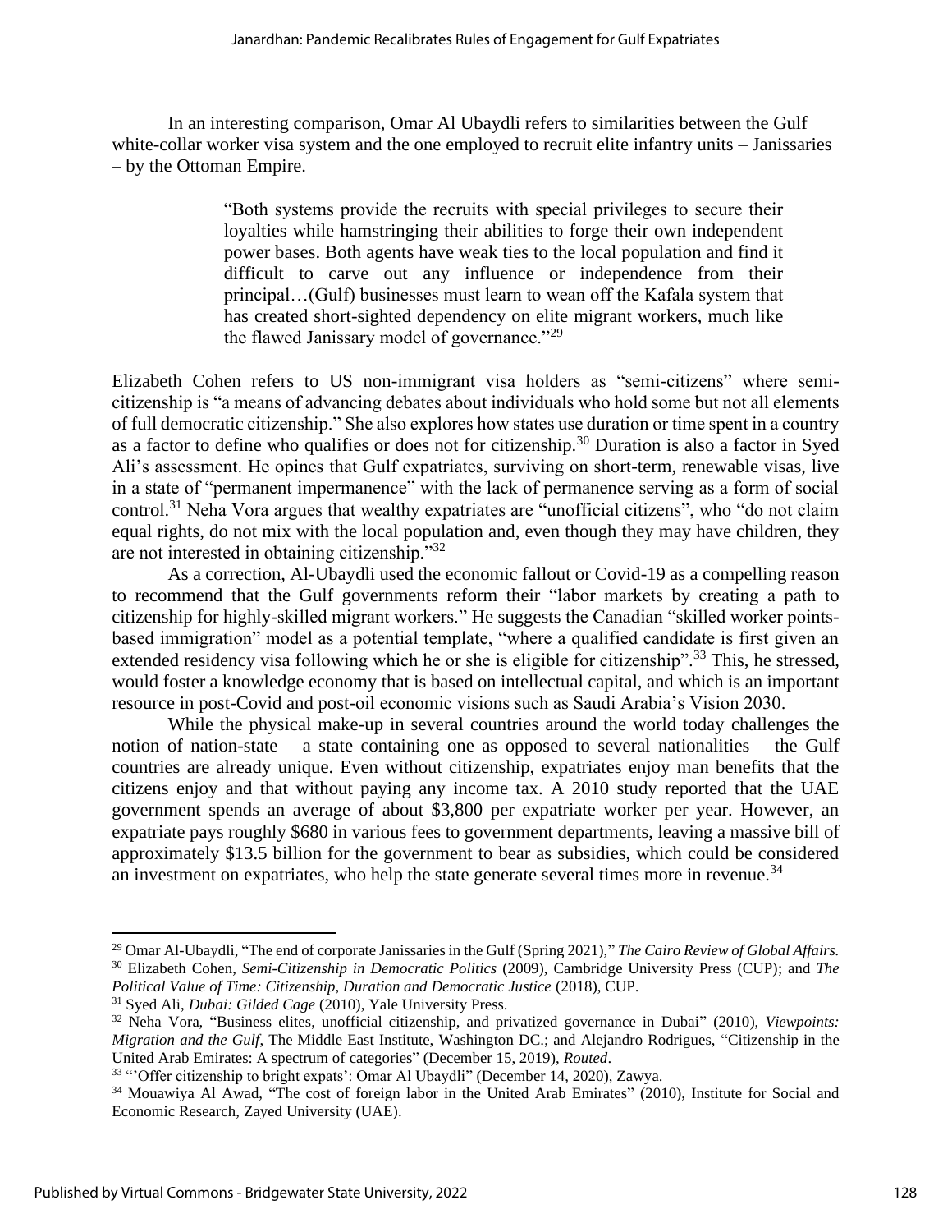In an interesting comparison, Omar Al Ubaydli refers to similarities between the Gulf white-collar worker visa system and the one employed to recruit elite infantry units – Janissaries – by the Ottoman Empire.

> "Both systems provide the recruits with special privileges to secure their loyalties while hamstringing their abilities to forge their own independent power bases. Both agents have weak ties to the local population and find it difficult to carve out any influence or independence from their principal…(Gulf) businesses must learn to wean off the Kafala system that has created short-sighted dependency on elite migrant workers, much like the flawed Janissary model of governance."[29]

Elizabeth Cohen refers to US non-immigrant visa holders as "semi-citizens" where semi-citizenship is "a means of advancing debates about individuals who hold some but not all elements of full democratic citizenship." She also explores how states use duration or time spent in a country as a factor to define who qualifies or does not for citizenship.[30] Duration is also a factor in Syed Ali's assessment. He opines that Gulf expatriates, surviving on short-term, renewable visas, live in a state of "permanent impermanence" with the lack of permanence serving as a form of social control.[31] Neha Vora argues that wealthy expatriates are "unofficial citizens", who "do not claim equal rights, do not mix with the local population and, even though they may have children, they are not interested in obtaining citizenship."[32]

As a correction, Al-Ubaydli used the economic fallout or Covid-19 as a compelling reason to recommend that the Gulf governments reform their "labor markets by creating a path to citizenship for highly-skilled migrant workers." He suggests the Canadian "skilled worker points-based immigration" model as a potential template, "where a qualified candidate is first given an extended residency visa following which he or she is eligible for citizenship".[33] This, he stressed, would foster a knowledge economy that is based on intellectual capital, and which is an important resource in post-Covid and post-oil economic visions such as Saudi Arabia's Vision 2030.

While the physical make-up in several countries around the world today challenges the notion of nation-state – a state containing one as opposed to several nationalities – the Gulf countries are already unique. Even without citizenship, expatriates enjoy man benefits that the citizens enjoy and that without paying any income tax. A 2010 study reported that the UAE government spends an average of about $3,800 per expatriate worker per year. However, an expatriate pays roughly $680 in various fees to government departments, leaving a massive bill of approximately $13.5 billion for the government to bear as subsidies, which could be considered an investment on expatriates, who help the state generate several times more in revenue.[34]

---

[29] Omar Al-Ubaydli, "The end of corporate Janissaries in the Gulf (Spring 2021)," *The Cairo Review of Global Affairs.*

[30] Elizabeth Cohen, *Semi-Citizenship in Democratic Politics* (2009), Cambridge University Press (CUP); and *The Political Value of Time: Citizenship, Duration and Democratic Justice* (2018), CUP.

[31] Syed Ali, *Dubai: Gilded Cage* (2010), Yale University Press.

[32] Neha Vora, "Business elites, unofficial citizenship, and privatized governance in Dubai" (2010), *Viewpoints: Migration and the Gulf*, The Middle East Institute, Washington DC.; and Alejandro Rodrigues, "Citizenship in the United Arab Emirates: A spectrum of categories" (December 15, 2019), *Routed*.

[33] "'Offer citizenship to bright expats': Omar Al Ubaydli" (December 14, 2020), Zawya.

[34] Mouawiya Al Awad, "The cost of foreign labor in the United Arab Emirates" (2010), Institute for Social and Economic Research, Zayed University (UAE).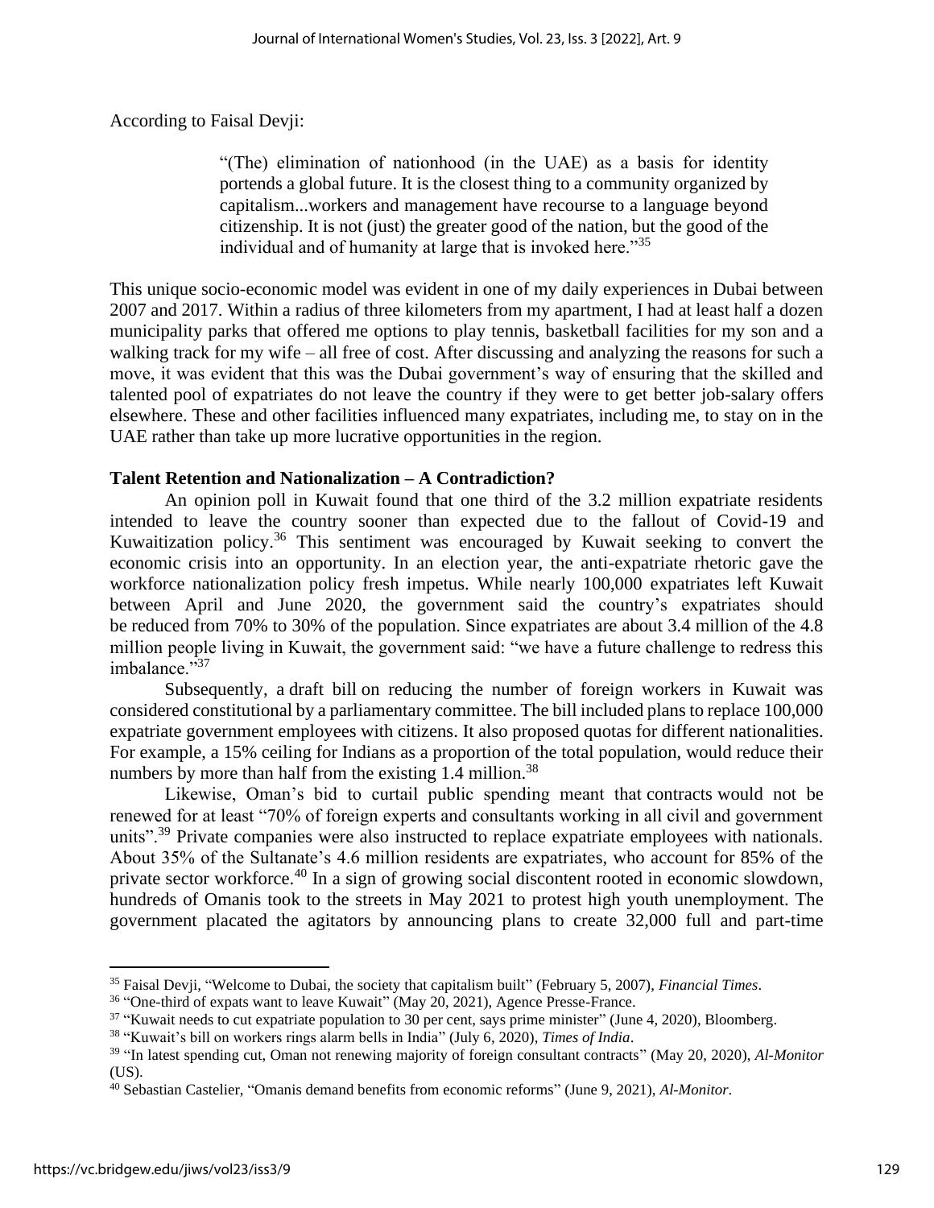According to Faisal Devji:

> "(The) elimination of nationhood (in the UAE) as a basis for identity portends a global future. It is the closest thing to a community organized by capitalism...workers and management have recourse to a language beyond citizenship. It is not (just) the greater good of the nation, but the good of the individual and of humanity at large that is invoked here."[35]

This unique socio-economic model was evident in one of my daily experiences in Dubai between 2007 and 2017. Within a radius of three kilometers from my apartment, I had at least half a dozen municipality parks that offered me options to play tennis, basketball facilities for my son and a walking track for my wife – all free of cost. After discussing and analyzing the reasons for such a move, it was evident that this was the Dubai government's way of ensuring that the skilled and talented pool of expatriates do not leave the country if they were to get better job-salary offers elsewhere. These and other facilities influenced many expatriates, including me, to stay on in the UAE rather than take up more lucrative opportunities in the region.

**Talent Retention and Nationalization – A Contradiction?**

An opinion poll in Kuwait found that one third of the 3.2 million expatriate residents intended to leave the country sooner than expected due to the fallout of Covid-19 and Kuwaitization policy.[36] This sentiment was encouraged by Kuwait seeking to convert the economic crisis into an opportunity. In an election year, the anti-expatriate rhetoric gave the workforce nationalization policy fresh impetus. While nearly 100,000 expatriates left Kuwait between April and June 2020, the government said the country's expatriates should be reduced from 70% to 30% of the population. Since expatriates are about 3.4 million of the 4.8 million people living in Kuwait, the government said: "we have a future challenge to redress this imbalance."[37]

Subsequently, a draft bill on reducing the number of foreign workers in Kuwait was considered constitutional by a parliamentary committee. The bill included plans to replace 100,000 expatriate government employees with citizens. It also proposed quotas for different nationalities. For example, a 15% ceiling for Indians as a proportion of the total population, would reduce their numbers by more than half from the existing 1.4 million.[38]

Likewise, Oman's bid to curtail public spending meant that contracts would not be renewed for at least "70% of foreign experts and consultants working in all civil and government units".[39] Private companies were also instructed to replace expatriate employees with nationals. About 35% of the Sultanate's 4.6 million residents are expatriates, who account for 85% of the private sector workforce.[40] In a sign of growing social discontent rooted in economic slowdown, hundreds of Omanis took to the streets in May 2021 to protest high youth unemployment. The government placated the agitators by announcing plans to create 32,000 full and part-time

---

[35] Faisal Devji, "Welcome to Dubai, the society that capitalism built" (February 5, 2007), *Financial Times*.

[36] "One-third of expats want to leave Kuwait" (May 20, 2021), Agence Presse-France.

[37] "Kuwait needs to cut expatriate population to 30 per cent, says prime minister" (June 4, 2020), Bloomberg.

[38] "Kuwait's bill on workers rings alarm bells in India" (July 6, 2020), *Times of India*.

[39] "In latest spending cut, Oman not renewing majority of foreign consultant contracts" (May 20, 2020), *Al-Monitor* (US).

[40] Sebastian Castelier, "Omanis demand benefits from economic reforms" (June 9, 2021), *Al-Monitor*.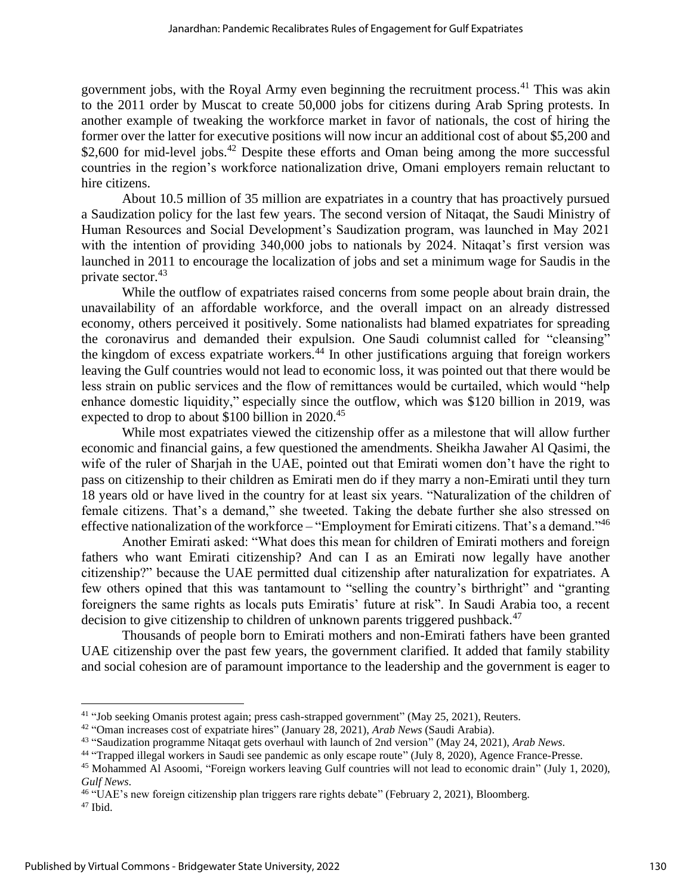government jobs, with the Royal Army even beginning the recruitment process.[41] This was akin to the 2011 order by Muscat to create 50,000 jobs for citizens during Arab Spring protests. In another example of tweaking the workforce market in favor of nationals, the cost of hiring the former over the latter for executive positions will now incur an additional cost of about $5,200 and $2,600 for mid-level jobs.[42] Despite these efforts and Oman being among the more successful countries in the region's workforce nationalization drive, Omani employers remain reluctant to hire citizens.

About 10.5 million of 35 million are expatriates in a country that has proactively pursued a Saudization policy for the last few years. The second version of Nitaqat, the Saudi Ministry of Human Resources and Social Development's Saudization program, was launched in May 2021 with the intention of providing 340,000 jobs to nationals by 2024. Nitaqat's first version was launched in 2011 to encourage the localization of jobs and set a minimum wage for Saudis in the private sector.[43]

While the outflow of expatriates raised concerns from some people about brain drain, the unavailability of an affordable workforce, and the overall impact on an already distressed economy, others perceived it positively. Some nationalists had blamed expatriates for spreading the coronavirus and demanded their expulsion. One Saudi columnist called for "cleansing" the kingdom of excess expatriate workers.[44] In other justifications arguing that foreign workers leaving the Gulf countries would not lead to economic loss, it was pointed out that there would be less strain on public services and the flow of remittances would be curtailed, which would "help enhance domestic liquidity," especially since the outflow, which was $120 billion in 2019, was expected to drop to about $100 billion in 2020.[45]

While most expatriates viewed the citizenship offer as a milestone that will allow further economic and financial gains, a few questioned the amendments. Sheikha Jawaher Al Qasimi, the wife of the ruler of Sharjah in the UAE, pointed out that Emirati women don't have the right to pass on citizenship to their children as Emirati men do if they marry a non-Emirati until they turn 18 years old or have lived in the country for at least six years. "Naturalization of the children of female citizens. That's a demand," she tweeted. Taking the debate further she also stressed on effective nationalization of the workforce – "Employment for Emirati citizens. That's a demand."[46]

Another Emirati asked: "What does this mean for children of Emirati mothers and foreign fathers who want Emirati citizenship? And can I as an Emirati now legally have another citizenship?" because the UAE permitted dual citizenship after naturalization for expatriates. A few others opined that this was tantamount to "selling the country's birthright" and "granting foreigners the same rights as locals puts Emiratis' future at risk". In Saudi Arabia too, a recent decision to give citizenship to children of unknown parents triggered pushback.[47]

Thousands of people born to Emirati mothers and non-Emirati fathers have been granted UAE citizenship over the past few years, the government clarified. It added that family stability and social cohesion are of paramount importance to the leadership and the government is eager to

---

[41] "Job seeking Omanis protest again; press cash-strapped government" (May 25, 2021), Reuters.

[42] "Oman increases cost of expatriate hires" (January 28, 2021), *Arab News* (Saudi Arabia).

[43] "Saudization programme Nitaqat gets overhaul with launch of 2nd version" (May 24, 2021), *Arab News*.

[44] "Trapped illegal workers in Saudi see pandemic as only escape route" (July 8, 2020), Agence France-Presse.

[45] Mohammed Al Asoomi, "Foreign workers leaving Gulf countries will not lead to economic drain" (July 1, 2020), *Gulf News*.

[46] "UAE's new foreign citizenship plan triggers rare rights debate" (February 2, 2021), Bloomberg.

[47] Ibid.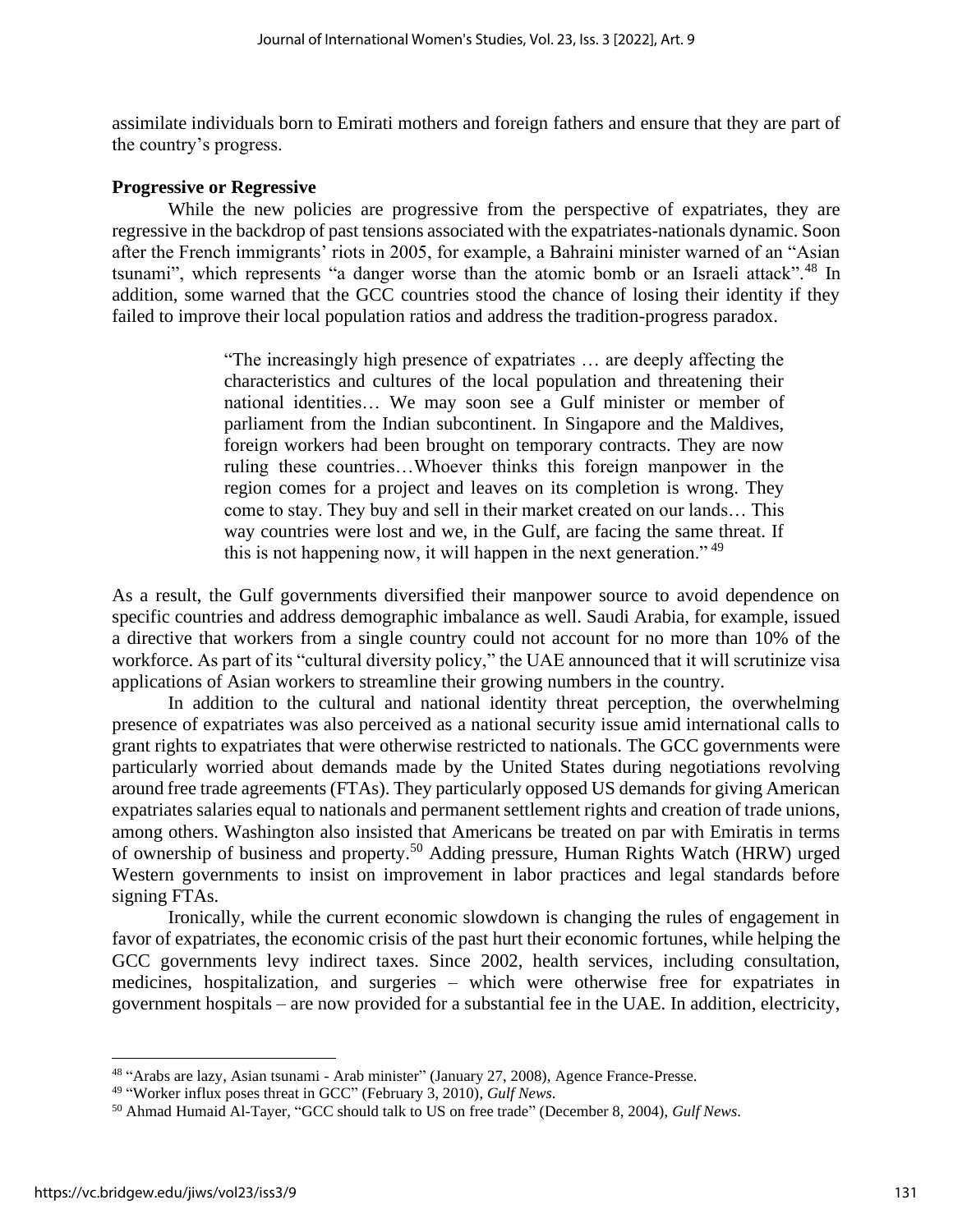assimilate individuals born to Emirati mothers and foreign fathers and ensure that they are part of the country's progress.

**Progressive or Regressive**

While the new policies are progressive from the perspective of expatriates, they are regressive in the backdrop of past tensions associated with the expatriates-nationals dynamic. Soon after the French immigrants' riots in 2005, for example, a Bahraini minister warned of an "Asian tsunami", which represents "a danger worse than the atomic bomb or an Israeli attack".[48] In addition, some warned that the GCC countries stood the chance of losing their identity if they failed to improve their local population ratios and address the tradition-progress paradox.

> "The increasingly high presence of expatriates … are deeply affecting the characteristics and cultures of the local population and threatening their national identities… We may soon see a Gulf minister or member of parliament from the Indian subcontinent. In Singapore and the Maldives, foreign workers had been brought on temporary contracts. They are now ruling these countries…Whoever thinks this foreign manpower in the region comes for a project and leaves on its completion is wrong. They come to stay. They buy and sell in their market created on our lands… This way countries were lost and we, in the Gulf, are facing the same threat. If this is not happening now, it will happen in the next generation." [49]

As a result, the Gulf governments diversified their manpower source to avoid dependence on specific countries and address demographic imbalance as well. Saudi Arabia, for example, issued a directive that workers from a single country could not account for no more than 10% of the workforce. As part of its "cultural diversity policy," the UAE announced that it will scrutinize visa applications of Asian workers to streamline their growing numbers in the country.

In addition to the cultural and national identity threat perception, the overwhelming presence of expatriates was also perceived as a national security issue amid international calls to grant rights to expatriates that were otherwise restricted to nationals. The GCC governments were particularly worried about demands made by the United States during negotiations revolving around free trade agreements (FTAs). They particularly opposed US demands for giving American expatriates salaries equal to nationals and permanent settlement rights and creation of trade unions, among others. Washington also insisted that Americans be treated on par with Emiratis in terms of ownership of business and property.[50] Adding pressure, Human Rights Watch (HRW) urged Western governments to insist on improvement in labor practices and legal standards before signing FTAs.

Ironically, while the current economic slowdown is changing the rules of engagement in favor of expatriates, the economic crisis of the past hurt their economic fortunes, while helping the GCC governments levy indirect taxes. Since 2002, health services, including consultation, medicines, hospitalization, and surgeries – which were otherwise free for expatriates in government hospitals – are now provided for a substantial fee in the UAE. In addition, electricity,

---

[48] "Arabs are lazy, Asian tsunami - Arab minister" (January 27, 2008), Agence France-Presse.

[49] "Worker influx poses threat in GCC" (February 3, 2010), *Gulf News*.

[50] Ahmad Humaid Al-Tayer, "GCC should talk to US on free trade" (December 8, 2004), *Gulf News*.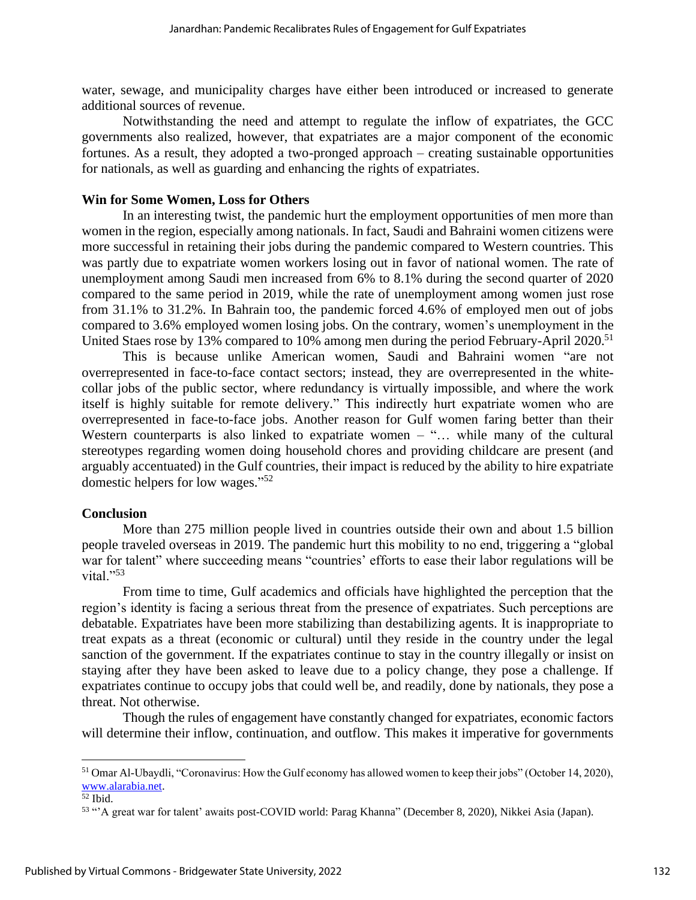water, sewage, and municipality charges have either been introduced or increased to generate additional sources of revenue.

Notwithstanding the need and attempt to regulate the inflow of expatriates, the GCC governments also realized, however, that expatriates are a major component of the economic fortunes. As a result, they adopted a two-pronged approach – creating sustainable opportunities for nationals, as well as guarding and enhancing the rights of expatriates.

**Win for Some Women, Loss for Others**

In an interesting twist, the pandemic hurt the employment opportunities of men more than women in the region, especially among nationals. In fact, Saudi and Bahraini women citizens were more successful in retaining their jobs during the pandemic compared to Western countries. This was partly due to expatriate women workers losing out in favor of national women. The rate of unemployment among Saudi men increased from 6% to 8.1% during the second quarter of 2020 compared to the same period in 2019, while the rate of unemployment among women just rose from 31.1% to 31.2%. In Bahrain too, the pandemic forced 4.6% of employed men out of jobs compared to 3.6% employed women losing jobs. On the contrary, women's unemployment in the United Staes rose by 13% compared to 10% among men during the period February-April 2020.[51]

This is because unlike American women, Saudi and Bahraini women "are not overrepresented in face-to-face contact sectors; instead, they are overrepresented in the white-collar jobs of the public sector, where redundancy is virtually impossible, and where the work itself is highly suitable for remote delivery." This indirectly hurt expatriate women who are overrepresented in face-to-face jobs. Another reason for Gulf women faring better than their Western counterparts is also linked to expatriate women – "… while many of the cultural stereotypes regarding women doing household chores and providing childcare are present (and arguably accentuated) in the Gulf countries, their impact is reduced by the ability to hire expatriate domestic helpers for low wages."[52]

**Conclusion**

More than 275 million people lived in countries outside their own and about 1.5 billion people traveled overseas in 2019. The pandemic hurt this mobility to no end, triggering a "global war for talent" where succeeding means "countries' efforts to ease their labor regulations will be vital."[53]

From time to time, Gulf academics and officials have highlighted the perception that the region's identity is facing a serious threat from the presence of expatriates. Such perceptions are debatable. Expatriates have been more stabilizing than destabilizing agents. It is inappropriate to treat expats as a threat (economic or cultural) until they reside in the country under the legal sanction of the government. If the expatriates continue to stay in the country illegally or insist on staying after they have been asked to leave due to a policy change, they pose a challenge. If expatriates continue to occupy jobs that could well be, and readily, done by nationals, they pose a threat. Not otherwise.

Though the rules of engagement have constantly changed for expatriates, economic factors will determine their inflow, continuation, and outflow. This makes it imperative for governments

---

[51] Omar Al-Ubaydli, "Coronavirus: How the Gulf economy has allowed women to keep their jobs" (October 14, 2020), www.alarabia.net.

[52] Ibid.

[53] "'A great war for talent' awaits post-COVID world: Parag Khanna" (December 8, 2020), Nikkei Asia (Japan).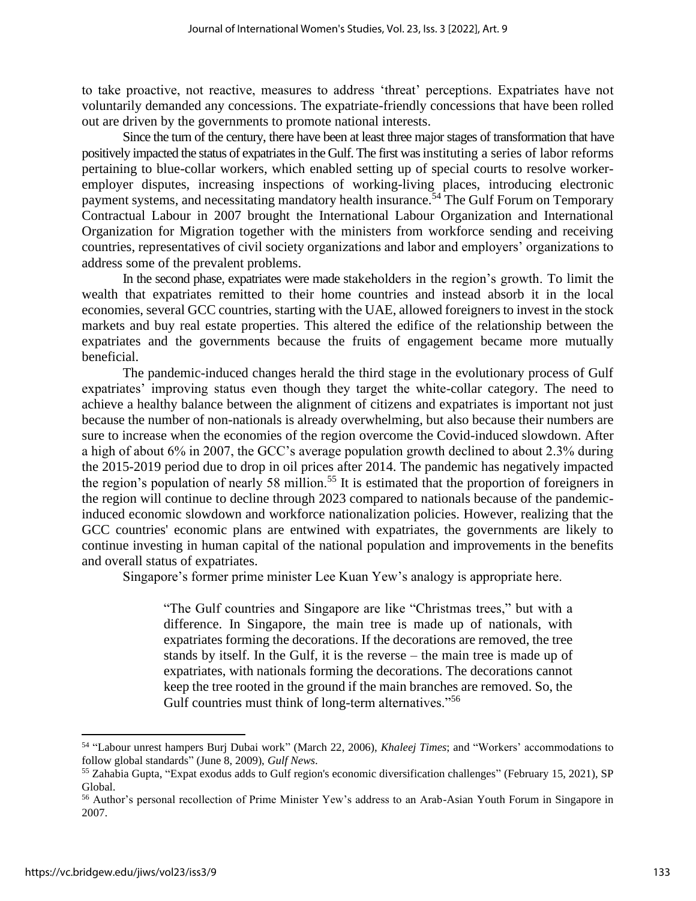to take proactive, not reactive, measures to address 'threat' perceptions. Expatriates have not voluntarily demanded any concessions. The expatriate-friendly concessions that have been rolled out are driven by the governments to promote national interests.

Since the turn of the century, there have been at least three major stages of transformation that have positively impacted the status of expatriates in the Gulf. The first was instituting a series of labor reforms pertaining to blue-collar workers, which enabled setting up of special courts to resolve worker-employer disputes, increasing inspections of working-living places, introducing electronic payment systems, and necessitating mandatory health insurance.[54] The Gulf Forum on Temporary Contractual Labour in 2007 brought the International Labour Organization and International Organization for Migration together with the ministers from workforce sending and receiving countries, representatives of civil society organizations and labor and employers' organizations to address some of the prevalent problems.

In the second phase, expatriates were made stakeholders in the region's growth. To limit the wealth that expatriates remitted to their home countries and instead absorb it in the local economies, several GCC countries, starting with the UAE, allowed foreigners to invest in the stock markets and buy real estate properties. This altered the edifice of the relationship between the expatriates and the governments because the fruits of engagement became more mutually beneficial.

The pandemic-induced changes herald the third stage in the evolutionary process of Gulf expatriates' improving status even though they target the white-collar category. The need to achieve a healthy balance between the alignment of citizens and expatriates is important not just because the number of non-nationals is already overwhelming, but also because their numbers are sure to increase when the economies of the region overcome the Covid-induced slowdown. After a high of about 6% in 2007, the GCC's average population growth declined to about 2.3% during the 2015-2019 period due to drop in oil prices after 2014. The pandemic has negatively impacted the region's population of nearly 58 million.[55] It is estimated that the proportion of foreigners in the region will continue to decline through 2023 compared to nationals because of the pandemic-induced economic slowdown and workforce nationalization policies. However, realizing that the GCC countries' economic plans are entwined with expatriates, the governments are likely to continue investing in human capital of the national population and improvements in the benefits and overall status of expatriates.

Singapore's former prime minister Lee Kuan Yew's analogy is appropriate here.

> "The Gulf countries and Singapore are like "Christmas trees," but with a difference. In Singapore, the main tree is made up of nationals, with expatriates forming the decorations. If the decorations are removed, the tree stands by itself. In the Gulf, it is the reverse – the main tree is made up of expatriates, with nationals forming the decorations. The decorations cannot keep the tree rooted in the ground if the main branches are removed. So, the Gulf countries must think of long-term alternatives."[56]

---

[54] "Labour unrest hampers Burj Dubai work" (March 22, 2006), *Khaleej Times*; and "Workers' accommodations to follow global standards" (June 8, 2009), *Gulf News*.

[55] Zahabia Gupta, "Expat exodus adds to Gulf region's economic diversification challenges" (February 15, 2021), SP Global.

[56] Author's personal recollection of Prime Minister Yew's address to an Arab-Asian Youth Forum in Singapore in 2007.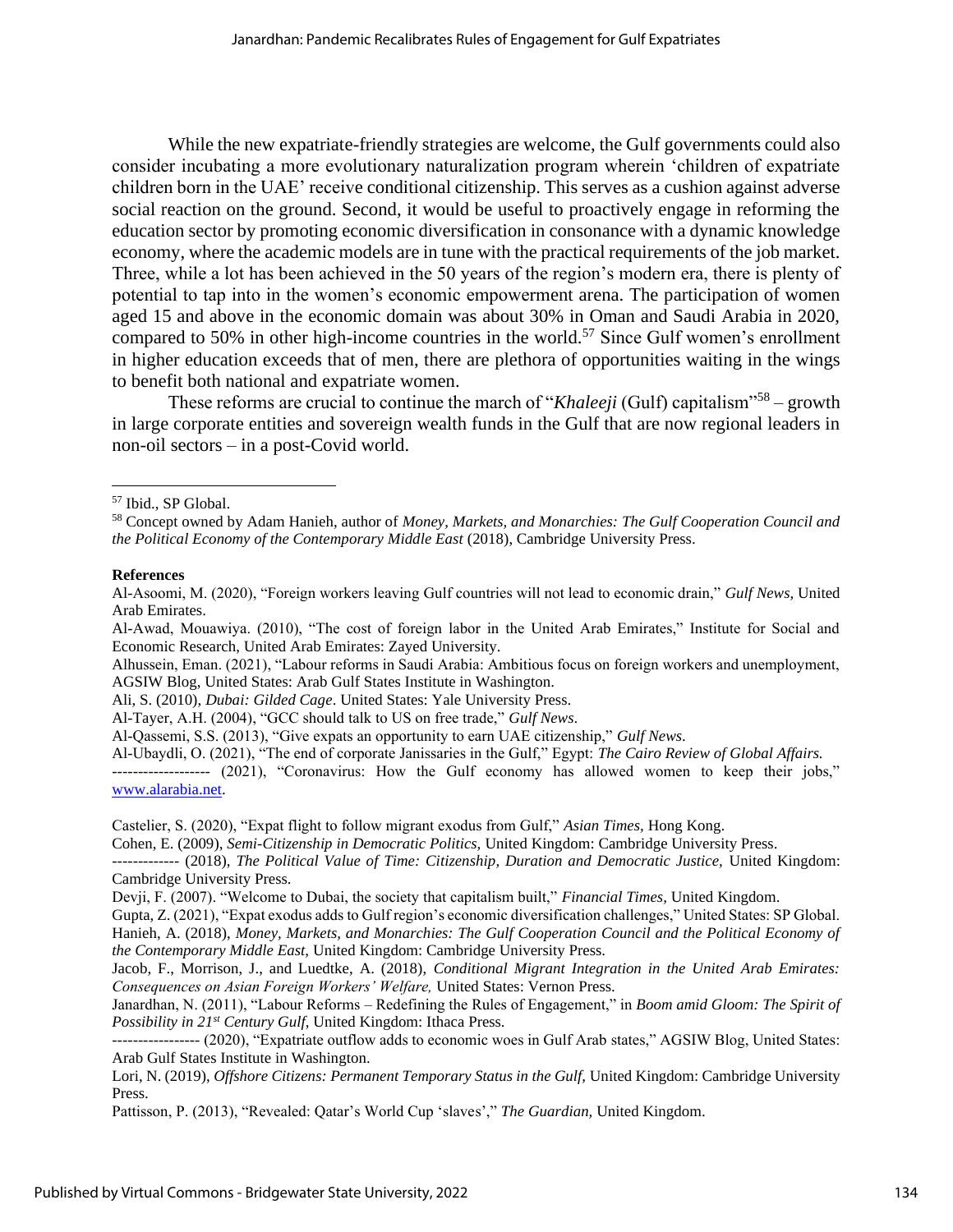While the new expatriate-friendly strategies are welcome, the Gulf governments could also consider incubating a more evolutionary naturalization program wherein 'children of expatriate children born in the UAE' receive conditional citizenship. This serves as a cushion against adverse social reaction on the ground. Second, it would be useful to proactively engage in reforming the education sector by promoting economic diversification in consonance with a dynamic knowledge economy, where the academic models are in tune with the practical requirements of the job market. Three, while a lot has been achieved in the 50 years of the region's modern era, there is plenty of potential to tap into in the women's economic empowerment arena. The participation of women aged 15 and above in the economic domain was about 30% in Oman and Saudi Arabia in 2020, compared to 50% in other high-income countries in the world.[57] Since Gulf women's enrollment in higher education exceeds that of men, there are plethora of opportunities waiting in the wings to benefit both national and expatriate women.

These reforms are crucial to continue the march of "*Khaleeji* (Gulf) capitalism"[58] – growth in large corporate entities and sovereign wealth funds in the Gulf that are now regional leaders in non-oil sectors – in a post-Covid world.

---

[57] Ibid., SP Global.

[58] Concept owned by Adam Hanieh, author of *Money, Markets, and Monarchies: The Gulf Cooperation Council and the Political Economy of the Contemporary Middle East* (2018), Cambridge University Press.

**References**

Al-Asoomi, M. (2020), "Foreign workers leaving Gulf countries will not lead to economic drain," *Gulf News,* United Arab Emirates.

Al-Awad, Mouawiya. (2010), "The cost of foreign labor in the United Arab Emirates," Institute for Social and Economic Research, United Arab Emirates: Zayed University.

Alhussein, Eman. (2021), "Labour reforms in Saudi Arabia: Ambitious focus on foreign workers and unemployment, AGSIW Blog, United States: Arab Gulf States Institute in Washington.

Ali, S. (2010), *Dubai: Gilded Cage*. United States: Yale University Press.

Al-Tayer, A.H. (2004), "GCC should talk to US on free trade," *Gulf News.*

Al-Qassemi, S.S. (2013), "Give expats an opportunity to earn UAE citizenship," *Gulf News.*

Al-Ubaydli, O. (2021), "The end of corporate Janissaries in the Gulf," Egypt: *The Cairo Review of Global Affairs.*

------------------- (2021), "Coronavirus: How the Gulf economy has allowed women to keep their jobs," www.alarabia.net.

Castelier, S. (2020), "Expat flight to follow migrant exodus from Gulf," *Asian Times,* Hong Kong.

Cohen, E. (2009), *Semi-Citizenship in Democratic Politics,* United Kingdom: Cambridge University Press.

------------- (2018), *The Political Value of Time: Citizenship, Duration and Democratic Justice,* United Kingdom: Cambridge University Press.

Devji, F. (2007). "Welcome to Dubai, the society that capitalism built," *Financial Times,* United Kingdom.

Gupta, Z. (2021), "Expat exodus adds to Gulf region's economic diversification challenges," United States: SP Global.

Hanieh, A. (2018), *Money, Markets, and Monarchies: The Gulf Cooperation Council and the Political Economy of the Contemporary Middle East,* United Kingdom: Cambridge University Press.

Jacob, F., Morrison, J., and Luedtke, A. (2018), *Conditional Migrant Integration in the United Arab Emirates: Consequences on Asian Foreign Workers' Welfare,* United States: Vernon Press.

Janardhan, N. (2011), "Labour Reforms – Redefining the Rules of Engagement," in *Boom amid Gloom: The Spirit of Possibility in 21st Century Gulf,* United Kingdom: Ithaca Press.

----------------- (2020), "Expatriate outflow adds to economic woes in Gulf Arab states," AGSIW Blog, United States: Arab Gulf States Institute in Washington.

Lori, N. (2019), *Offshore Citizens: Permanent Temporary Status in the Gulf,* United Kingdom: Cambridge University Press.

Pattisson, P. (2013), "Revealed: Qatar's World Cup 'slaves'," *The Guardian,* United Kingdom.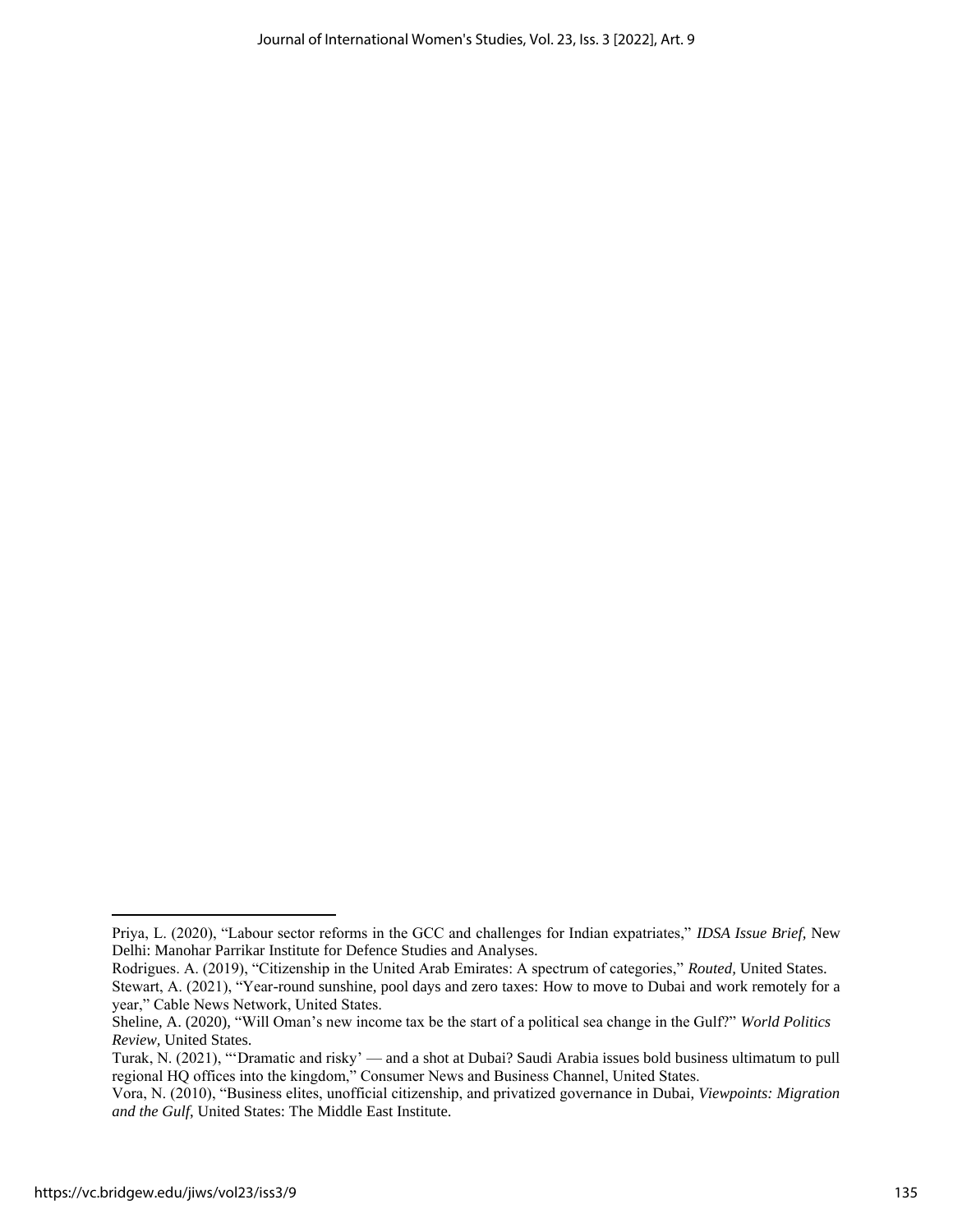Priya, L. (2020), "Labour sector reforms in the GCC and challenges for Indian expatriates," *IDSA Issue Brief*, New Delhi: Manohar Parrikar Institute for Defence Studies and Analyses.

Rodrigues. A. (2019), "Citizenship in the United Arab Emirates: A spectrum of categories," *Routed*, United States.

Stewart, A. (2021), "Year-round sunshine, pool days and zero taxes: How to move to Dubai and work remotely for a year," Cable News Network, United States.

Sheline, A. (2020), "Will Oman's new income tax be the start of a political sea change in the Gulf?" *World Politics Review*, United States.

Turak, N. (2021), "'Dramatic and risky' — and a shot at Dubai? Saudi Arabia issues bold business ultimatum to pull regional HQ offices into the kingdom," Consumer News and Business Channel, United States.

Vora, N. (2010), "Business elites, unofficial citizenship, and privatized governance in Dubai, *Viewpoints: Migration and the Gulf*, United States: The Middle East Institute.